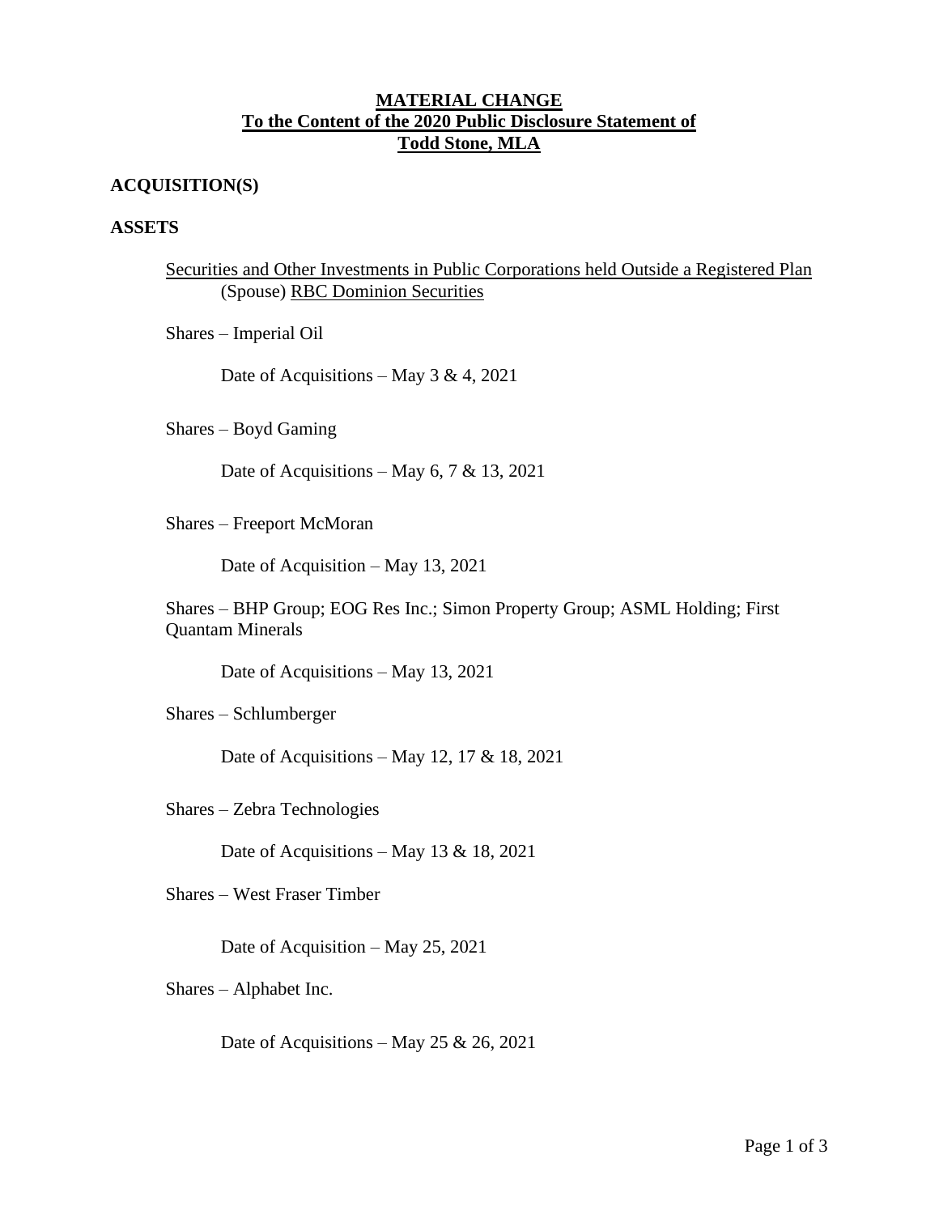# MATERIAL CHANGE
# To the Content of the 2020 Public Disclosure Statement of
# Todd Stone, MLA

## ACQUISITION(S)

## ASSETS

Securities and Other Investments in Public Corporations held Outside a Registered Plan
(Spouse) RBC Dominion Securities

Shares – Imperial Oil

Date of Acquisitions – May 3 & 4, 2021

Shares – Boyd Gaming

Date of Acquisitions – May 6, 7 & 13, 2021

Shares – Freeport McMoran

Date of Acquisition – May 13, 2021

Shares – BHP Group; EOG Res Inc.; Simon Property Group; ASML Holding; First Quantam Minerals

Date of Acquisitions – May 13, 2021

Shares – Schlumberger

Date of Acquisitions – May 12, 17 & 18, 2021

Shares – Zebra Technologies

Date of Acquisitions – May 13 & 18, 2021

Shares – West Fraser Timber

Date of Acquisition – May 25, 2021

Shares – Alphabet Inc.

Date of Acquisitions – May 25 & 26, 2021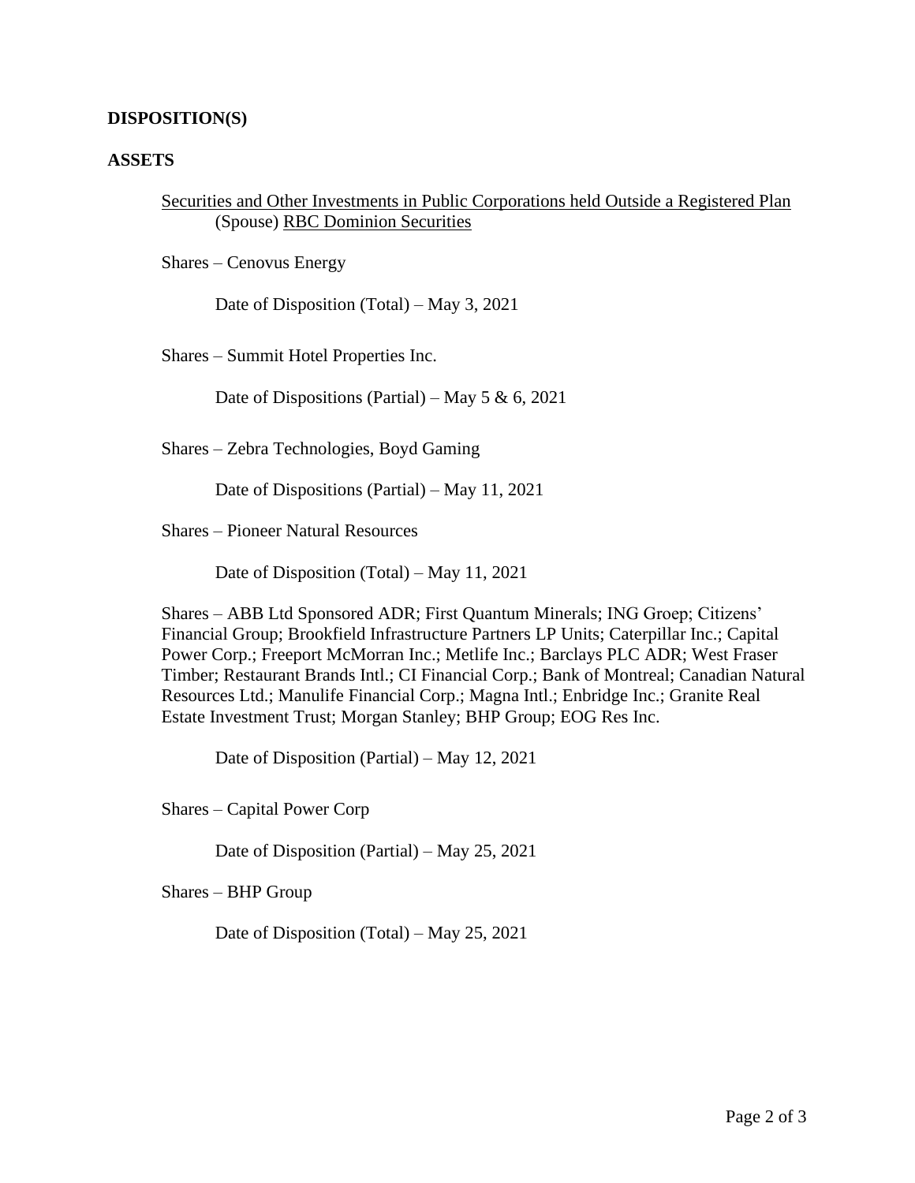**DISPOSITION(S)**

**ASSETS**

Securities and Other Investments in Public Corporations held Outside a Registered Plan (Spouse) RBC Dominion Securities

Shares – Cenovus Energy

Date of Disposition (Total) – May 3, 2021

Shares – Summit Hotel Properties Inc.

Date of Dispositions (Partial) – May 5 & 6, 2021

Shares – Zebra Technologies, Boyd Gaming

Date of Dispositions (Partial) – May 11, 2021

Shares – Pioneer Natural Resources

Date of Disposition (Total) – May 11, 2021

Shares – ABB Ltd Sponsored ADR; First Quantum Minerals; ING Groep; Citizens' Financial Group; Brookfield Infrastructure Partners LP Units; Caterpillar Inc.; Capital Power Corp.; Freeport McMorran Inc.; Metlife Inc.; Barclays PLC ADR; West Fraser Timber; Restaurant Brands Intl.; CI Financial Corp.; Bank of Montreal; Canadian Natural Resources Ltd.; Manulife Financial Corp.; Magna Intl.; Enbridge Inc.; Granite Real Estate Investment Trust; Morgan Stanley; BHP Group; EOG Res Inc.

Date of Disposition (Partial) – May 12, 2021

Shares – Capital Power Corp

Date of Disposition (Partial) – May 25, 2021

Shares – BHP Group

Date of Disposition (Total) – May 25, 2021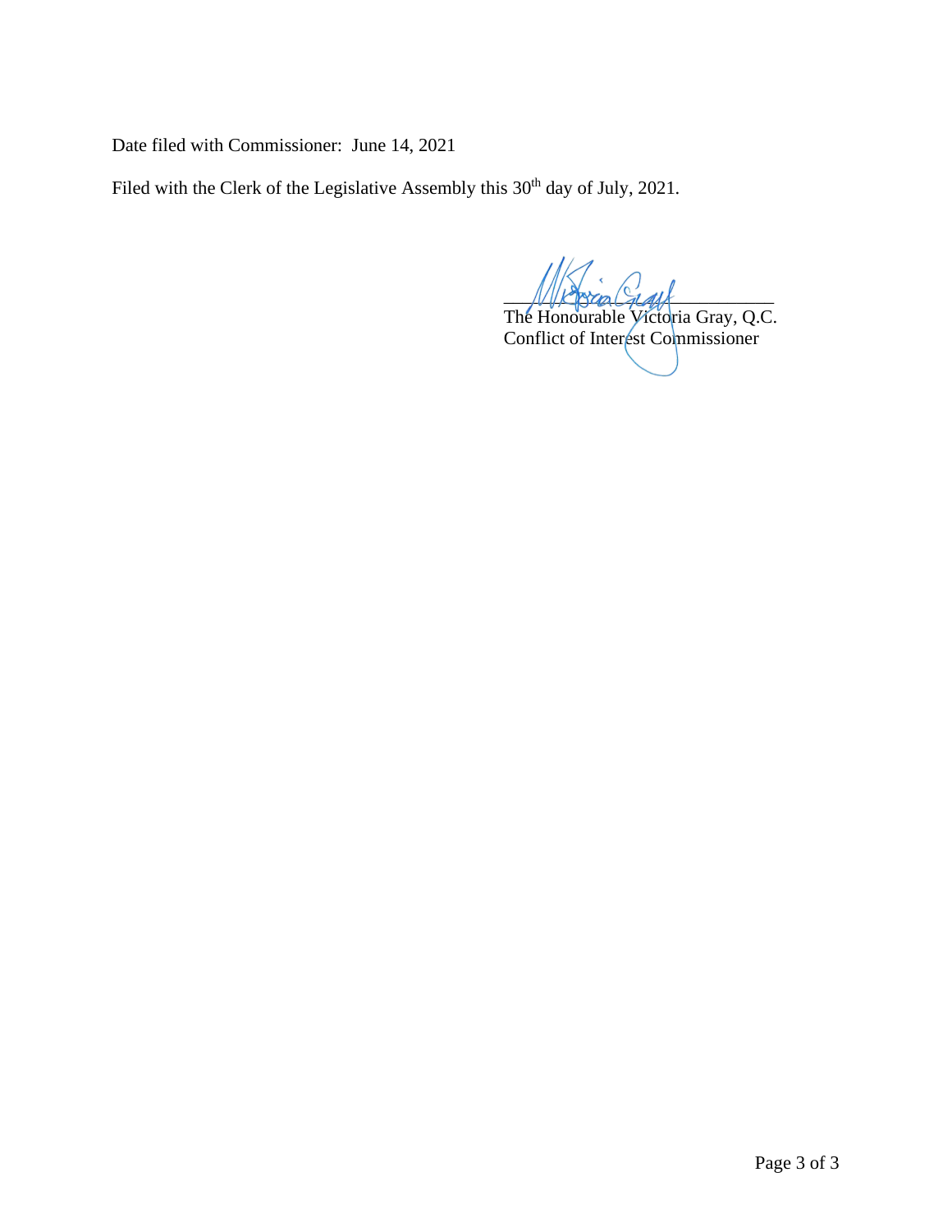Date filed with Commissioner: June 14, 2021

Filed with the Clerk of the Legislative Assembly this 30th day of July, 2021.

\_\_\_\_\_\_\_\_\_\_\_\_\_\_\_\_\_\_\_\_\_\_\_\_\_\_\_\_\_\_\_\_

The Honourable Victoria Gray, Q.C.
Conflict of Interest Commissioner